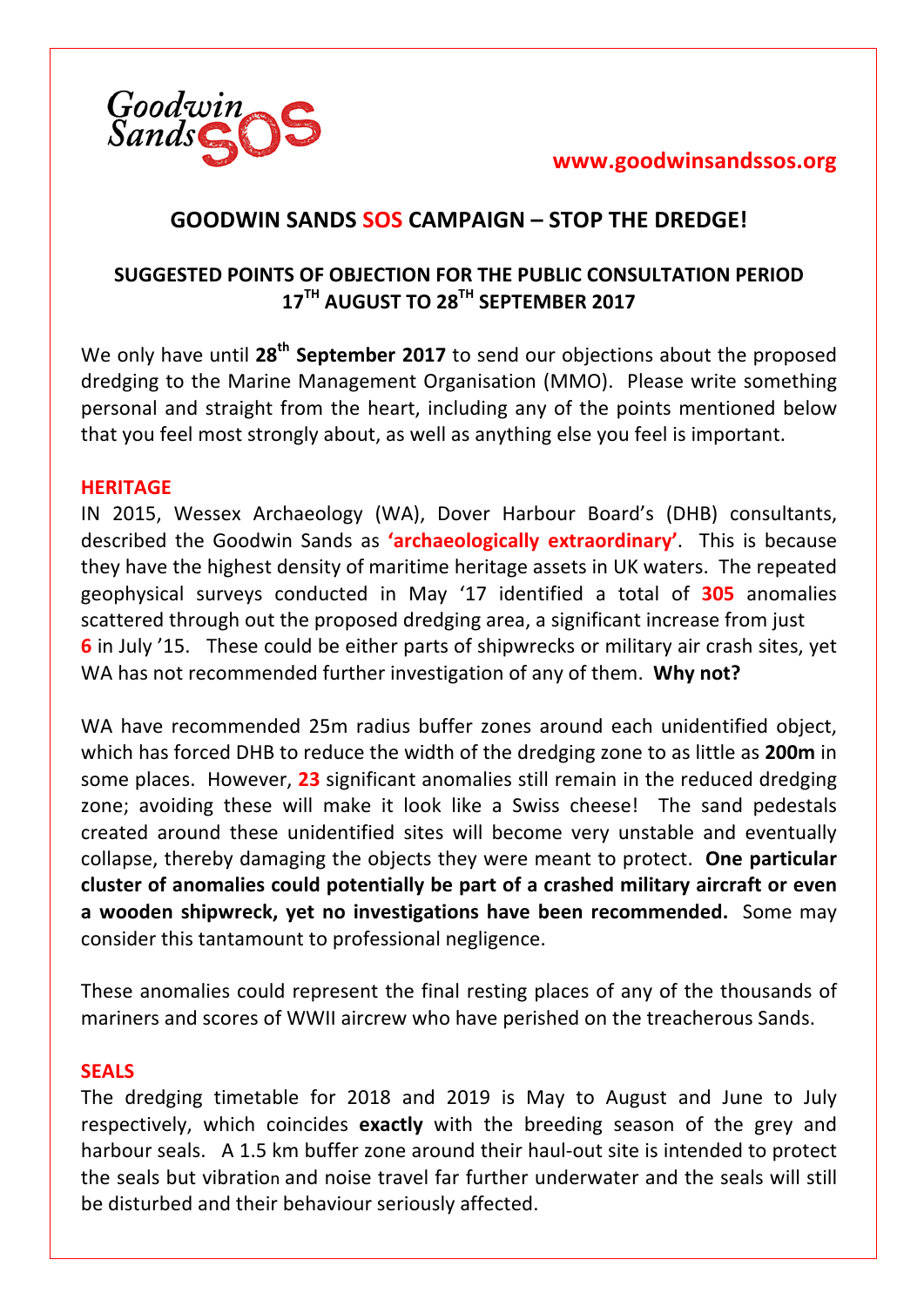Goodwin Sands SOS

www.goodwinsandssos.org

# GOODWIN SANDS SOS CAMPAIGN – STOP THE DREDGE!

## SUGGESTED POINTS OF OBJECTION FOR THE PUBLIC CONSULTATION PERIOD 17TH AUGUST TO 28TH SEPTEMBER 2017

We only have until **28th September 2017** to send our objections about the proposed dredging to the Marine Management Organisation (MMO). Please write something personal and straight from the heart, including any of the points mentioned below that you feel most strongly about, as well as anything else you feel is important.

### HERITAGE

IN 2015, Wessex Archaeology (WA), Dover Harbour Board's (DHB) consultants, described the Goodwin Sands as **'archaeologically extraordinary'**. This is because they have the highest density of maritime heritage assets in UK waters. The repeated geophysical surveys conducted in May '17 identified a total of **305** anomalies scattered through out the proposed dredging area, a significant increase from just **6** in July '15. These could be either parts of shipwrecks or military air crash sites, yet WA has not recommended further investigation of any of them. **Why not?**

WA have recommended 25m radius buffer zones around each unidentified object, which has forced DHB to reduce the width of the dredging zone to as little as **200m** in some places. However, **23** significant anomalies still remain in the reduced dredging zone; avoiding these will make it look like a Swiss cheese! The sand pedestals created around these unidentified sites will become very unstable and eventually collapse, thereby damaging the objects they were meant to protect. **One particular cluster of anomalies could potentially be part of a crashed military aircraft or even a wooden shipwreck, yet no investigations have been recommended.** Some may consider this tantamount to professional negligence.

These anomalies could represent the final resting places of any of the thousands of mariners and scores of WWII aircrew who have perished on the treacherous Sands.

### SEALS

The dredging timetable for 2018 and 2019 is May to August and June to July respectively, which coincides **exactly** with the breeding season of the grey and harbour seals. A 1.5 km buffer zone around their haul-out site is intended to protect the seals but vibration and noise travel far further underwater and the seals will still be disturbed and their behaviour seriously affected.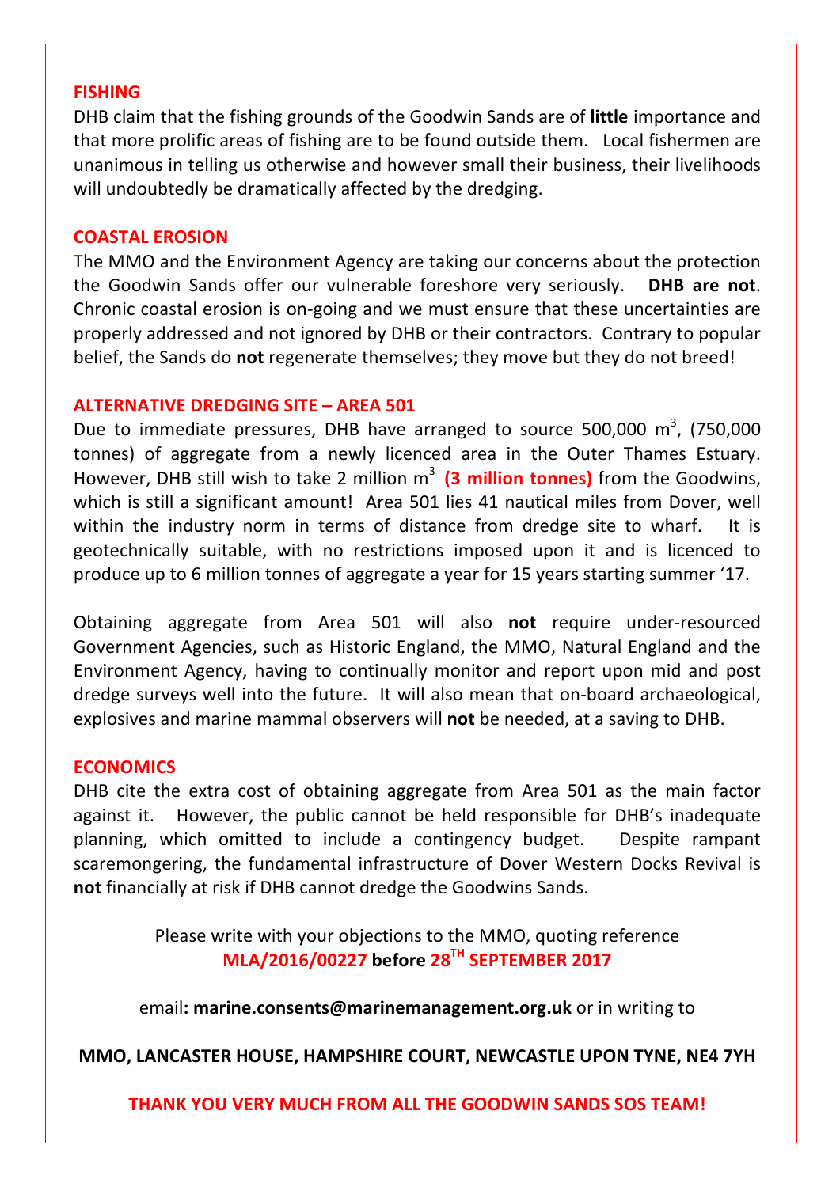## FISHING

DHB claim that the fishing grounds of the Goodwin Sands are of **little** importance and that more prolific areas of fishing are to be found outside them. Local fishermen are unanimous in telling us otherwise and however small their business, their livelihoods will undoubtedly be dramatically affected by the dredging.

## COASTAL EROSION

The MMO and the Environment Agency are taking our concerns about the protection the Goodwin Sands offer our vulnerable foreshore very seriously. **DHB are not**. Chronic coastal erosion is on-going and we must ensure that these uncertainties are properly addressed and not ignored by DHB or their contractors. Contrary to popular belief, the Sands do **not** regenerate themselves; they move but they do not breed!

## ALTERNATIVE DREDGING SITE – AREA 501

Due to immediate pressures, DHB have arranged to source 500,000 $m^3$, (750,000 tonnes) of aggregate from a newly licenced area in the Outer Thames Estuary. However, DHB still wish to take 2 million $m^3$ **(3 million tonnes)** from the Goodwins, which is still a significant amount! Area 501 lies 41 nautical miles from Dover, well within the industry norm in terms of distance from dredge site to wharf. It is geotechnically suitable, with no restrictions imposed upon it and is licenced to produce up to 6 million tonnes of aggregate a year for 15 years starting summer '17.

Obtaining aggregate from Area 501 will also **not** require under-resourced Government Agencies, such as Historic England, the MMO, Natural England and the Environment Agency, having to continually monitor and report upon mid and post dredge surveys well into the future. It will also mean that on-board archaeological, explosives and marine mammal observers will **not** be needed, at a saving to DHB.

## ECONOMICS

DHB cite the extra cost of obtaining aggregate from Area 501 as the main factor against it. However, the public cannot be held responsible for DHB's inadequate planning, which omitted to include a contingency budget. Despite rampant scaremongering, the fundamental infrastructure of Dover Western Docks Revival is **not** financially at risk if DHB cannot dredge the Goodwins Sands.

Please write with your objections to the MMO, quoting reference
**MLA/2016/00227 before 28TH SEPTEMBER 2017**

email**: marine.consents@marinemanagement.org.uk** or in writing to

**MMO, LANCASTER HOUSE, HAMPSHIRE COURT, NEWCASTLE UPON TYNE, NE4 7YH**

**THANK YOU VERY MUCH FROM ALL THE GOODWIN SANDS SOS TEAM!**